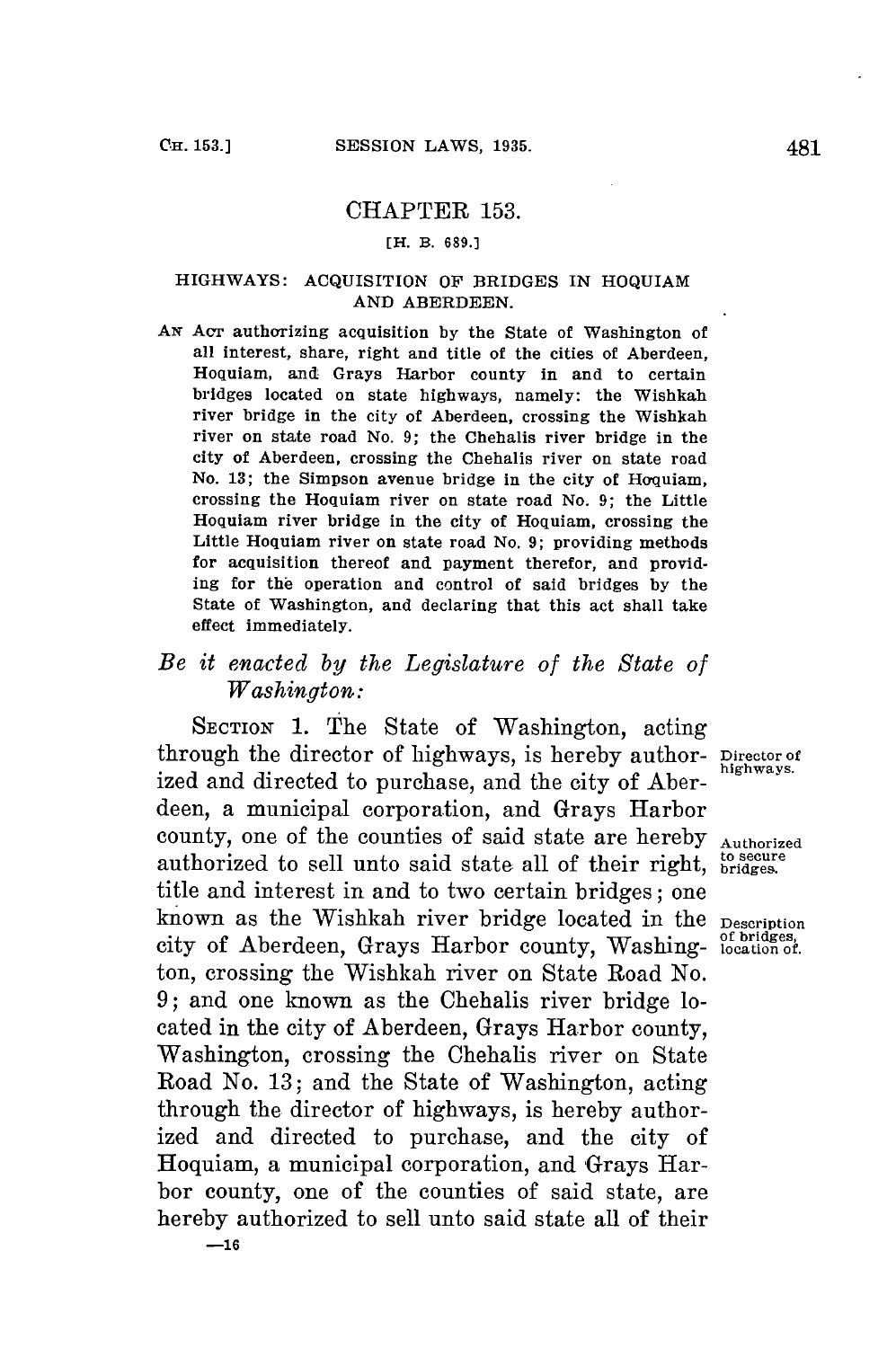# CHAPTER 153.

[H. B. 689.]

## HIGHWAYS: ACQUISITION OF BRIDGES IN HOQUIAM AND ABERDEEN.

AN ACT authorizing acquisition by the State of Washington of all interest, share, right and title of the cities of Aberdeen, Hoquiam, and Grays Harbor county in and to certain bridges located on state highways, namely: the Wishkah river bridge in the city of Aberdeen, crossing the Wishkah river on state road No. 9; the Chehalis river bridge in the city of Aberdeen, crossing the Chehalis river on state road No. 13; the Simpson avenue bridge in the city of Hoquiam, crossing the Hoquiam river on state road No. 9; the Little Hoquiam river bridge in the city of Hoquiam, crossing the Little Hoquiam river on state road No. 9; providing methods for acquisition thereof and payment therefor, and providing for the operation and control of said bridges by the State of Washington, and declaring that this act shall take effect immediately.

*Be it enacted by the Legislature of the State of Washington:*

SECTION 1. The State of Washington, acting through the director of highways, is hereby authorized and directed to purchase, and the city of Aberdeen, a municipal corporation, and Grays Harbor county, one of the counties of said state are hereby authorized to sell unto said state all of their right, title and interest in and to two certain bridges; one known as the Wishkah river bridge located in the city of Aberdeen, Grays Harbor county, Washington, crossing the Wishkah river on State Road No. 9; and one known as the Chehalis river bridge located in the city of Aberdeen, Grays Harbor county, Washington, crossing the Chehalis river on State Road No. 13; and the State of Washington, acting through the director of highways, is hereby authorized and directed to purchase, and the city of Hoquiam, a municipal corporation, and Grays Harbor county, one of the counties of said state, are hereby authorized to sell unto said state all of their

Director of highways.

Authorized to secure bridges.

Description of bridges, location of.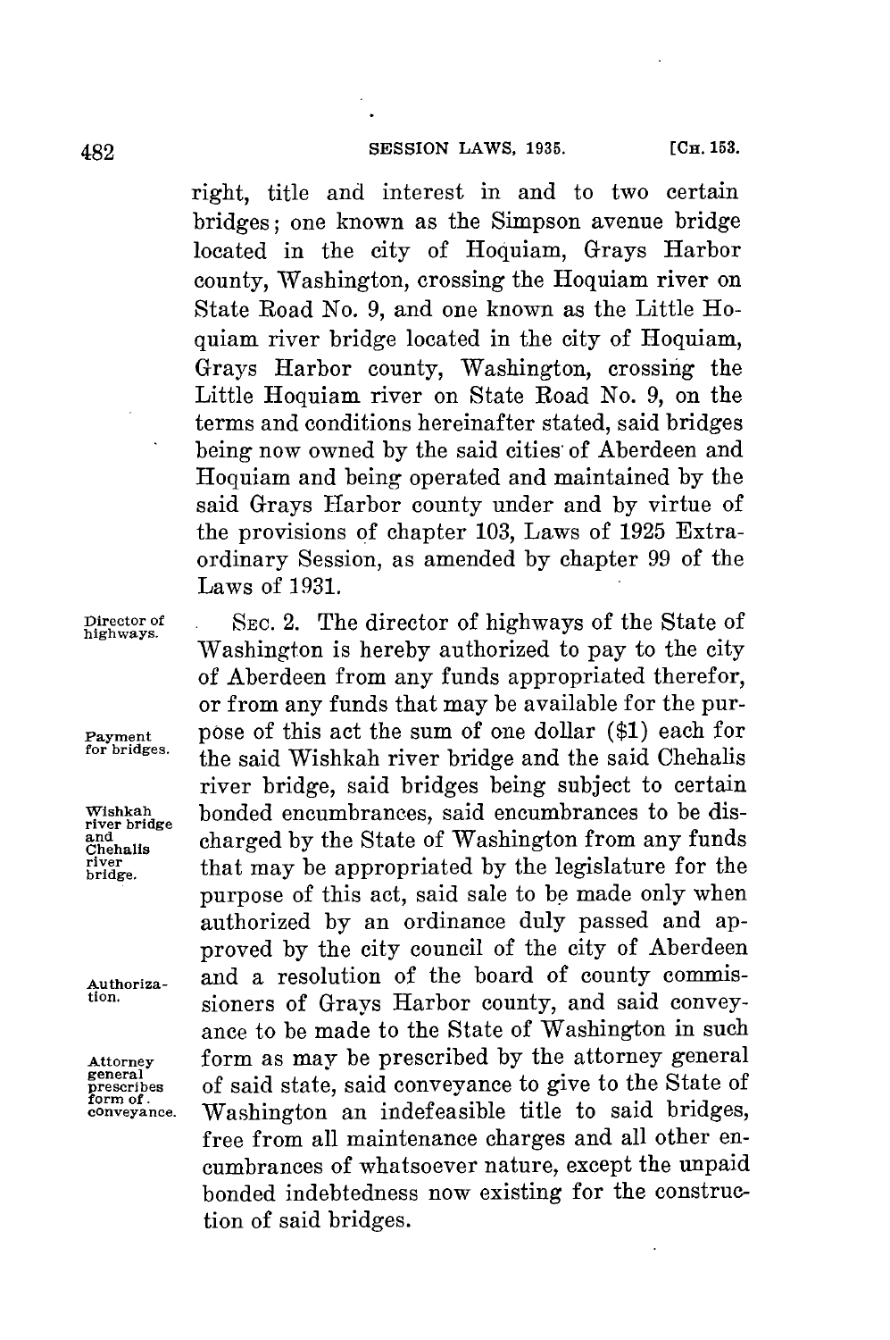right, title and interest in and to two certain bridges; one known as the Simpson avenue bridge located in the city of Hoquiam, Grays Harbor county, Washington, crossing the Hoquiam river on State Road No. 9, and one known as the Little Hoquiam river bridge located in the city of Hoquiam, Grays Harbor county, Washington, crossing the Little Hoquiam river on State Road No. 9, on the terms and conditions hereinafter stated, said bridges being now owned by the said cities of Aberdeen and Hoquiam and being operated and maintained by the said Grays Harbor county under and by virtue of the provisions of chapter 103, Laws of 1925 Extraordinary Session, as amended by chapter 99 of the Laws of 1931.

Director of highways.

SEC. 2. The director of highways of the State of Washington is hereby authorized to pay to the city of Aberdeen from any funds appropriated therefor, or from any funds that may be available for the purpose of this act the sum of one dollar ($1) each for the said Wishkah river bridge and the said Chehalis river bridge, said bridges being subject to certain bonded encumbrances, said encumbrances to be discharged by the State of Washington from any funds that may be appropriated by the legislature for the purpose of this act, said sale to be made only when authorized by an ordinance duly passed and approved by the city council of the city of Aberdeen and a resolution of the board of county commissioners of Grays Harbor county, and said conveyance to be made to the State of Washington in such form as may be prescribed by the attorney general of said state, said conveyance to give to the State of Washington an indefeasible title to said bridges, free from all maintenance charges and all other encumbrances of whatsoever nature, except the unpaid bonded indebtedness now existing for the construction of said bridges.

Payment for bridges.

Wishkah river bridge and Chehalis river bridge.

Authorization.

Attorney general prescribes form of conveyance.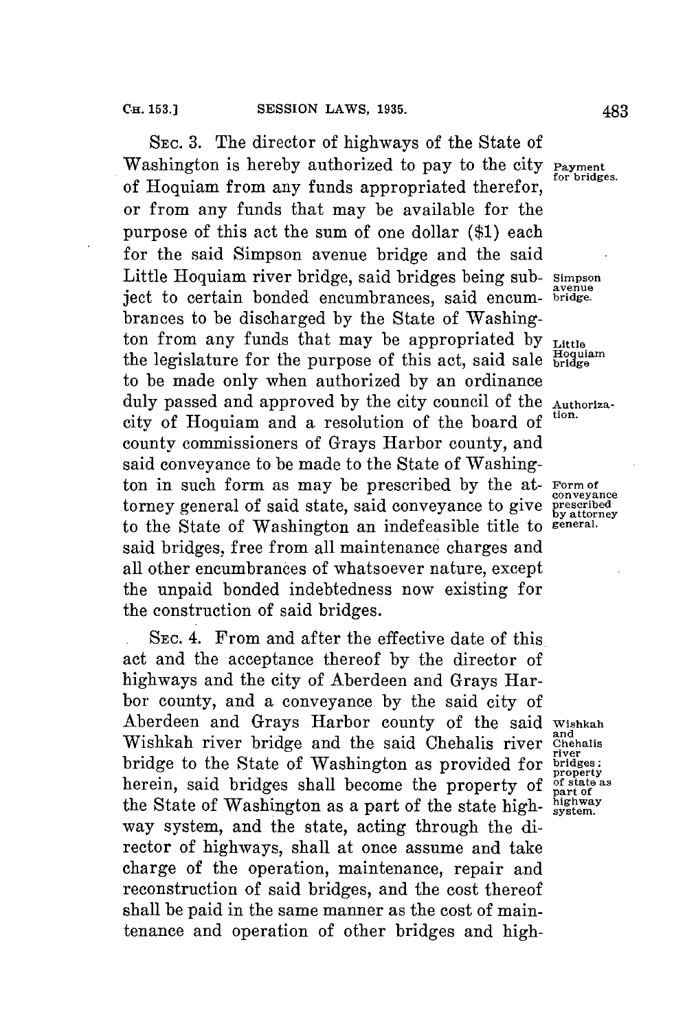SEC. 3. The director of highways of the State of Washington is hereby authorized to pay to the city of Hoquiam from any funds appropriated therefor, or from any funds that may be available for the purpose of this act the sum of one dollar ($1) each for the said Simpson avenue bridge and the said Little Hoquiam river bridge, said bridges being subject to certain bonded encumbrances, said encumbrances to be discharged by the State of Washington from any funds that may be appropriated by the legislature for the purpose of this act, said sale to be made only when authorized by an ordinance duly passed and approved by the city council of the city of Hoquiam and a resolution of the board of county commissioners of Grays Harbor county, and said conveyance to be made to the State of Washington in such form as may be prescribed by the attorney general of said state, said conveyance to give to the State of Washington an indefeasible title to said bridges, free from all maintenance charges and all other encumbrances of whatsoever nature, except the unpaid bonded indebtedness now existing for the construction of said bridges.

Payment for bridges.

Simpson avenue bridge.

Little Hoquiam bridge

Authorization.

Form of conveyance prescribed by attorney general.

SEC. 4. From and after the effective date of this act and the acceptance thereof by the director of highways and the city of Aberdeen and Grays Harbor county, and a conveyance by the said city of Aberdeen and Grays Harbor county of the said Wishkah river bridge and the said Chehalis river bridge to the State of Washington as provided for herein, said bridges shall become the property of the State of Washington as a part of the state highway system, and the state, acting through the director of highways, shall at once assume and take charge of the operation, maintenance, repair and reconstruction of said bridges, and the cost thereof shall be paid in the same manner as the cost of maintenance and operation of other bridges and high-

Wishkah and Chehalis river bridges; property of state as part of highway system.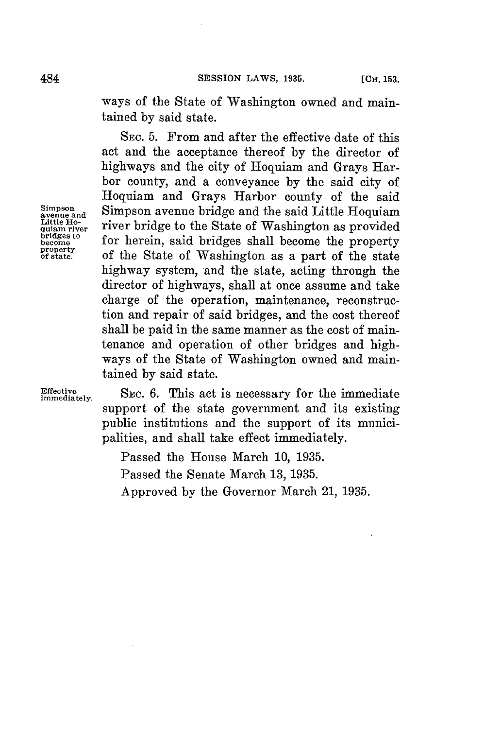ways of the State of Washington owned and maintained by said state.

Simpson avenue and Little Hoquiam river bridges to become property of state.

SEC. 5. From and after the effective date of this act and the acceptance thereof by the director of highways and the city of Hoquiam and Grays Harbor county, and a conveyance by the said city of Hoquiam and Grays Harbor county of the said Simpson avenue bridge and the said Little Hoquiam river bridge to the State of Washington as provided for herein, said bridges shall become the property of the State of Washington as a part of the state highway system, and the state, acting through the director of highways, shall at once assume and take charge of the operation, maintenance, reconstruction and repair of said bridges, and the cost thereof shall be paid in the same manner as the cost of maintenance and operation of other bridges and highways of the State of Washington owned and maintained by said state.

Effective immediately.

SEC. 6. This act is necessary for the immediate support of the state government and its existing public institutions and the support of its municipalities, and shall take effect immediately.

Passed the House March 10, 1935.

Passed the Senate March 13, 1935.

Approved by the Governor March 21, 1935.